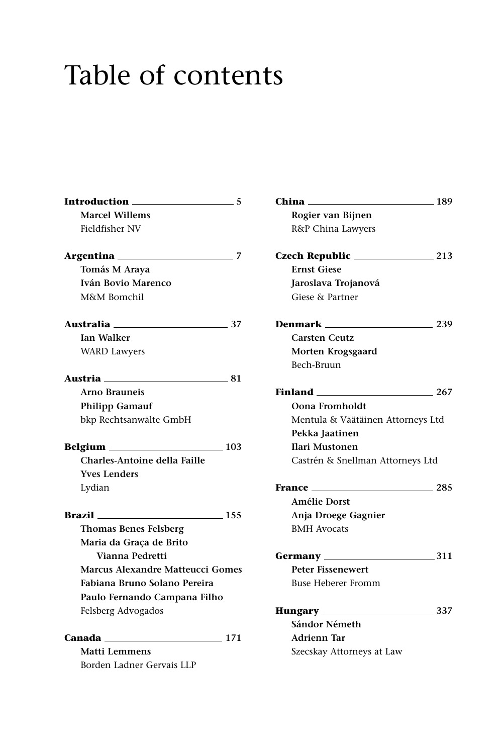# Table of contents

**Introduction** 5
**Marcel Willems**
Fieldfisher NV

**Argentina** 7
**Tomás M Araya**
**Iván Bovio Marenco**
M&M Bomchil

**Australia** 37
**Ian Walker**
WARD Lawyers

**Austria** 81
**Arno Brauneis**
**Philipp Gamauf**
bkp Rechtsanwälte GmbH

**Belgium** 103
**Charles-Antoine della Faille**
**Yves Lenders**
Lydian

**Brazil** 155
**Thomas Benes Felsberg**
**Maria da Graça de Brito Vianna Pedretti**
**Marcus Alexandre Matteucci Gomes**
**Fabiana Bruno Solano Pereira**
**Paulo Fernando Campana Filho**
Felsberg Advogados

**Canada** 171
**Matti Lemmens**
Borden Ladner Gervais LLP

**China** 189
**Rogier van Bijnen**
R&P China Lawyers

**Czech Republic** 213
**Ernst Giese**
**Jaroslava Trojanová**
Giese & Partner

**Denmark** 239
**Carsten Ceutz**
**Morten Krogsgaard**
Bech-Bruun

**Finland** 267
**Oona Fromholdt**
Mentula & Väätäinen Attorneys Ltd
**Pekka Jaatinen**
**Ilari Mustonen**
Castrén & Snellman Attorneys Ltd

**France** 285
**Amélie Dorst**
**Anja Droege Gagnier**
BMH Avocats

**Germany** 311
**Peter Fissenewert**
Buse Heberer Fromm

**Hungary** 337
**Sándor Németh**
**Adrienn Tar**
Szecskay Attorneys at Law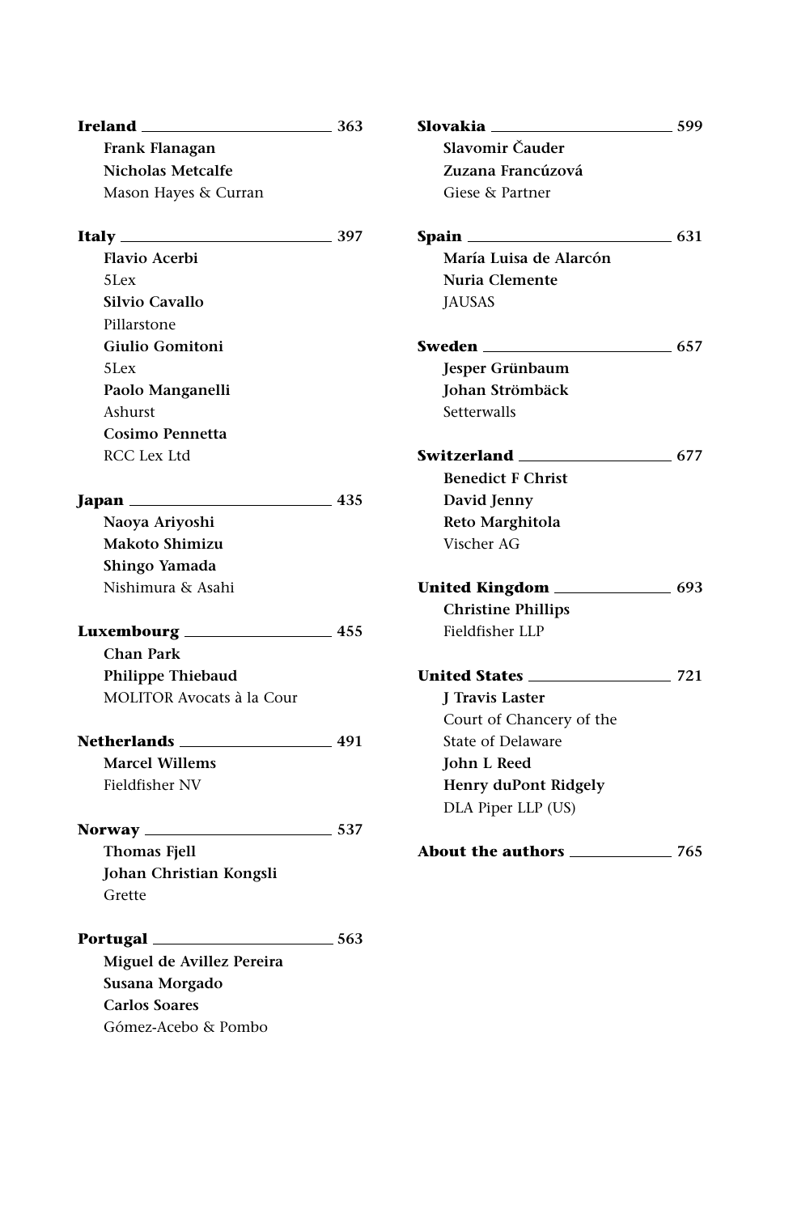**Ireland** 363
**Frank Flanagan**
**Nicholas Metcalfe**
Mason Hayes & Curran

**Italy** 397
**Flavio Acerbi**
5Lex
**Silvio Cavallo**
Pillarstone
**Giulio Gomitoni**
5Lex
**Paolo Manganelli**
Ashurst
**Cosimo Pennetta**
RCC Lex Ltd

**Japan** 435
**Naoya Ariyoshi**
**Makoto Shimizu**
**Shingo Yamada**
Nishimura & Asahi

**Luxembourg** 455
**Chan Park**
**Philippe Thiebaud**
MOLITOR Avocats à la Cour

**Netherlands** 491
**Marcel Willems**
Fieldfisher NV

**Norway** 537
**Thomas Fjell**
**Johan Christian Kongsli**
Grette

**Portugal** 563
**Miguel de Avillez Pereira**
**Susana Morgado**
**Carlos Soares**
Gómez-Acebo & Pombo

**Slovakia** 599
**Slavomir Čauder**
**Zuzana Francúzová**
Giese & Partner

**Spain** 631
**María Luisa de Alarcón**
**Nuria Clemente**
JAUSAS

**Sweden** 657
**Jesper Grünbaum**
**Johan Strömbäck**
Setterwalls

**Switzerland** 677
**Benedict F Christ**
**David Jenny**
**Reto Marghitola**
Vischer AG

**United Kingdom** 693
**Christine Phillips**
Fieldfisher LLP

**United States** 721
**J Travis Laster**
Court of Chancery of the State of Delaware
**John L Reed**
**Henry duPont Ridgely**
DLA Piper LLP (US)

**About the authors** 765